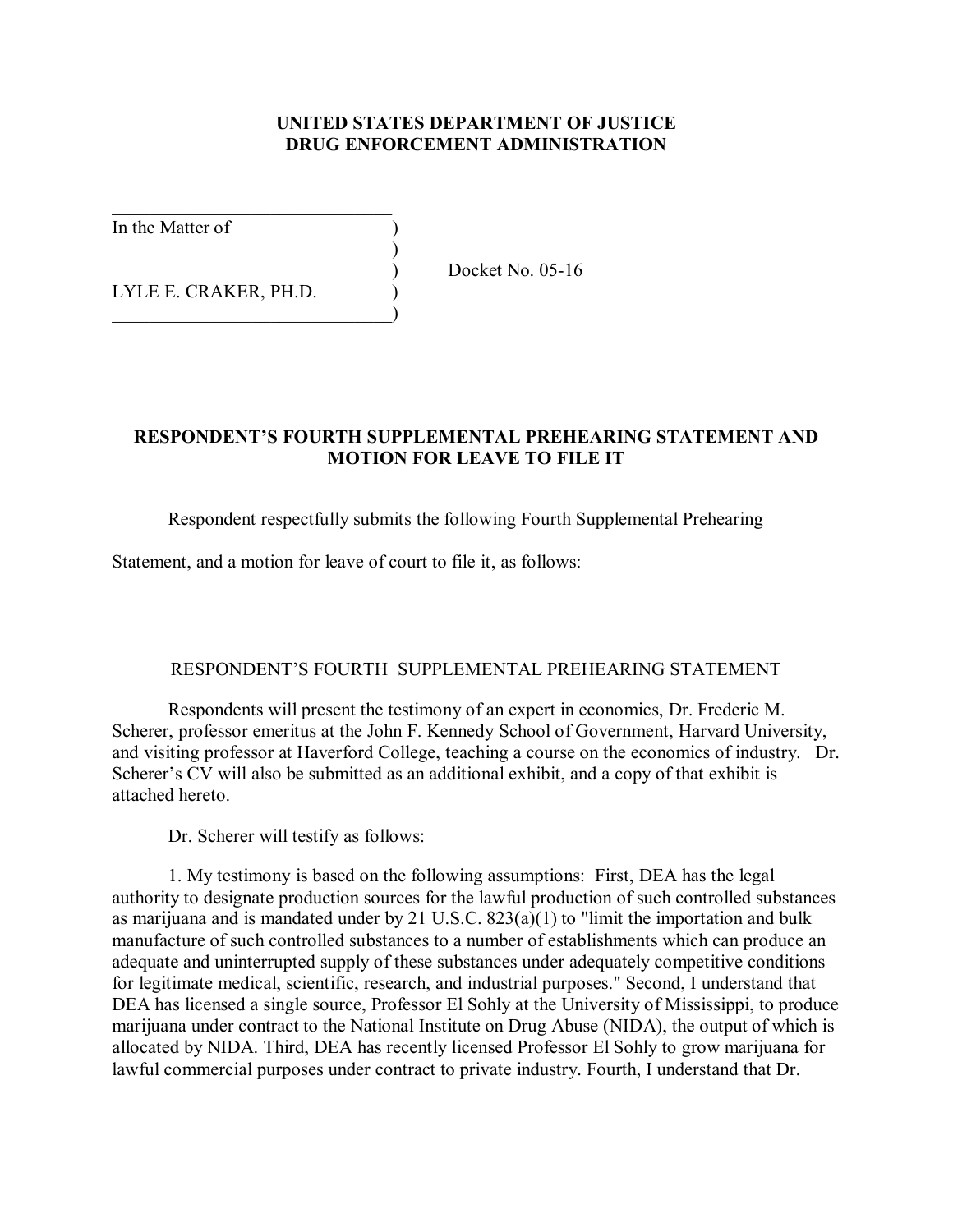**UNITED STATES DEPARTMENT OF JUSTICE**
**DRUG ENFORCEMENT ADMINISTRATION**

In the Matter of )
)
) Docket No. 05-16
LYLE E. CRAKER, PH.D. )
)

**RESPONDENT'S FOURTH SUPPLEMENTAL PREHEARING STATEMENT AND MOTION FOR LEAVE TO FILE IT**

Respondent respectfully submits the following Fourth Supplemental Prehearing Statement, and a motion for leave of court to file it, as follows:

RESPONDENT'S FOURTH SUPPLEMENTAL PREHEARING STATEMENT

Respondents will present the testimony of an expert in economics, Dr. Frederic M. Scherer, professor emeritus at the John F. Kennedy School of Government, Harvard University, and visiting professor at Haverford College, teaching a course on the economics of industry. Dr. Scherer's CV will also be submitted as an additional exhibit, and a copy of that exhibit is attached hereto.

Dr. Scherer will testify as follows:

1. My testimony is based on the following assumptions: First, DEA has the legal authority to designate production sources for the lawful production of such controlled substances as marijuana and is mandated under by 21 U.S.C. 823(a)(1) to "limit the importation and bulk manufacture of such controlled substances to a number of establishments which can produce an adequate and uninterrupted supply of these substances under adequately competitive conditions for legitimate medical, scientific, research, and industrial purposes." Second, I understand that DEA has licensed a single source, Professor El Sohly at the University of Mississippi, to produce marijuana under contract to the National Institute on Drug Abuse (NIDA), the output of which is allocated by NIDA. Third, DEA has recently licensed Professor El Sohly to grow marijuana for lawful commercial purposes under contract to private industry. Fourth, I understand that Dr.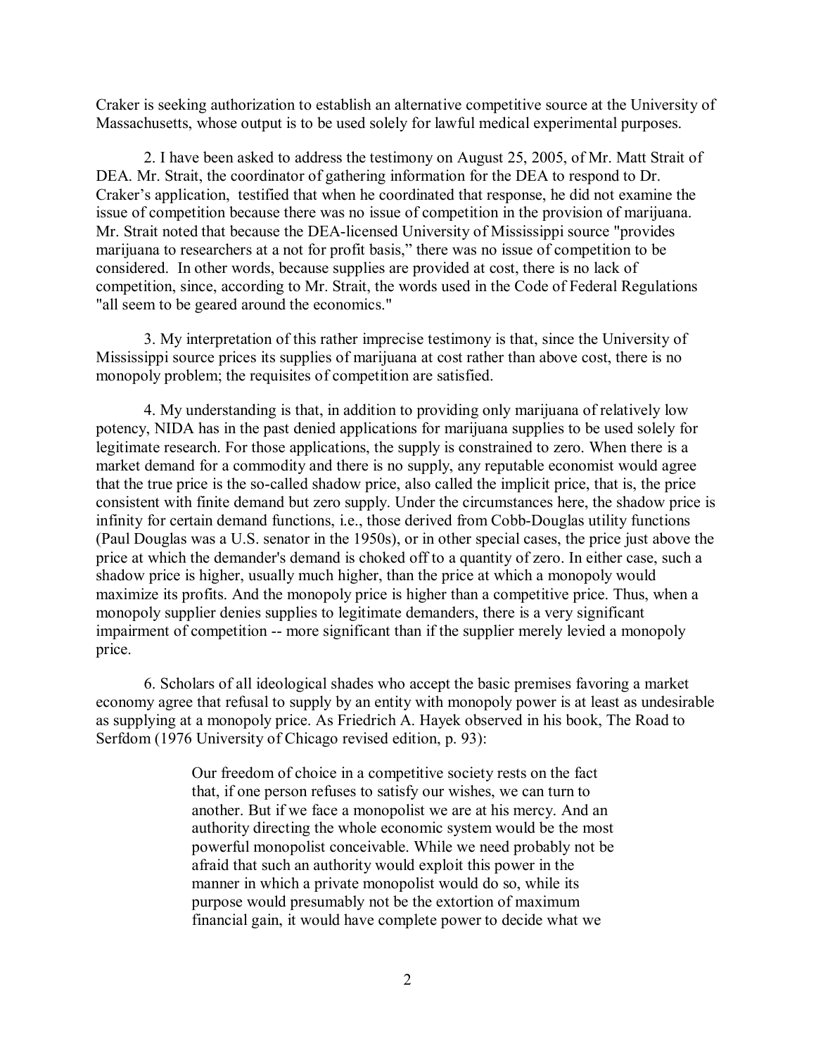Craker is seeking authorization to establish an alternative competitive source at the University of Massachusetts, whose output is to be used solely for lawful medical experimental purposes.

2. I have been asked to address the testimony on August 25, 2005, of Mr. Matt Strait of DEA. Mr. Strait, the coordinator of gathering information for the DEA to respond to Dr. Craker's application, testified that when he coordinated that response, he did not examine the issue of competition because there was no issue of competition in the provision of marijuana. Mr. Strait noted that because the DEA-licensed University of Mississippi source "provides marijuana to researchers at a not for profit basis," there was no issue of competition to be considered. In other words, because supplies are provided at cost, there is no lack of competition, since, according to Mr. Strait, the words used in the Code of Federal Regulations "all seem to be geared around the economics."

3. My interpretation of this rather imprecise testimony is that, since the University of Mississippi source prices its supplies of marijuana at cost rather than above cost, there is no monopoly problem; the requisites of competition are satisfied.

4. My understanding is that, in addition to providing only marijuana of relatively low potency, NIDA has in the past denied applications for marijuana supplies to be used solely for legitimate research. For those applications, the supply is constrained to zero. When there is a market demand for a commodity and there is no supply, any reputable economist would agree that the true price is the so-called shadow price, also called the implicit price, that is, the price consistent with finite demand but zero supply. Under the circumstances here, the shadow price is infinity for certain demand functions, i.e., those derived from Cobb-Douglas utility functions (Paul Douglas was a U.S. senator in the 1950s), or in other special cases, the price just above the price at which the demander's demand is choked off to a quantity of zero. In either case, such a shadow price is higher, usually much higher, than the price at which a monopoly would maximize its profits. And the monopoly price is higher than a competitive price. Thus, when a monopoly supplier denies supplies to legitimate demanders, there is a very significant impairment of competition -- more significant than if the supplier merely levied a monopoly price.

6. Scholars of all ideological shades who accept the basic premises favoring a market economy agree that refusal to supply by an entity with monopoly power is at least as undesirable as supplying at a monopoly price. As Friedrich A. Hayek observed in his book, The Road to Serfdom (1976 University of Chicago revised edition, p. 93):

> Our freedom of choice in a competitive society rests on the fact that, if one person refuses to satisfy our wishes, we can turn to another. But if we face a monopolist we are at his mercy. And an authority directing the whole economic system would be the most powerful monopolist conceivable. While we need probably not be afraid that such an authority would exploit this power in the manner in which a private monopolist would do so, while its purpose would presumably not be the extortion of maximum financial gain, it would have complete power to decide what we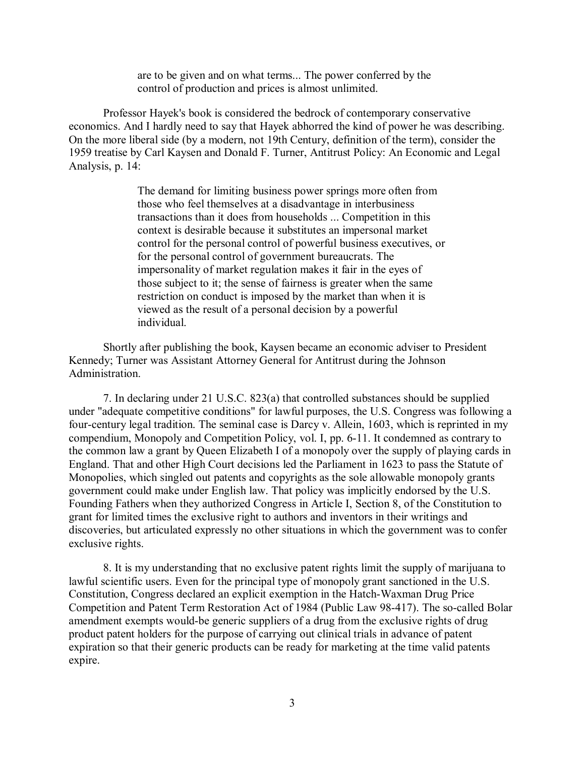> are to be given and on what terms... The power conferred by the control of production and prices is almost unlimited.

Professor Hayek's book is considered the bedrock of contemporary conservative economics. And I hardly need to say that Hayek abhorred the kind of power he was describing. On the more liberal side (by a modern, not 19th Century, definition of the term), consider the 1959 treatise by Carl Kaysen and Donald F. Turner, Antitrust Policy: An Economic and Legal Analysis, p. 14:

> The demand for limiting business power springs more often from those who feel themselves at a disadvantage in interbusiness transactions than it does from households ... Competition in this context is desirable because it substitutes an impersonal market control for the personal control of powerful business executives, or for the personal control of government bureaucrats. The impersonality of market regulation makes it fair in the eyes of those subject to it; the sense of fairness is greater when the same restriction on conduct is imposed by the market than when it is viewed as the result of a personal decision by a powerful individual.

Shortly after publishing the book, Kaysen became an economic adviser to President Kennedy; Turner was Assistant Attorney General for Antitrust during the Johnson Administration.

7. In declaring under 21 U.S.C. 823(a) that controlled substances should be supplied under "adequate competitive conditions" for lawful purposes, the U.S. Congress was following a four-century legal tradition. The seminal case is Darcy v. Allein, 1603, which is reprinted in my compendium, Monopoly and Competition Policy, vol. I, pp. 6-11. It condemned as contrary to the common law a grant by Queen Elizabeth I of a monopoly over the supply of playing cards in England. That and other High Court decisions led the Parliament in 1623 to pass the Statute of Monopolies, which singled out patents and copyrights as the sole allowable monopoly grants government could make under English law. That policy was implicitly endorsed by the U.S. Founding Fathers when they authorized Congress in Article I, Section 8, of the Constitution to grant for limited times the exclusive right to authors and inventors in their writings and discoveries, but articulated expressly no other situations in which the government was to confer exclusive rights.

8. It is my understanding that no exclusive patent rights limit the supply of marijuana to lawful scientific users. Even for the principal type of monopoly grant sanctioned in the U.S. Constitution, Congress declared an explicit exemption in the Hatch-Waxman Drug Price Competition and Patent Term Restoration Act of 1984 (Public Law 98-417). The so-called Bolar amendment exempts would-be generic suppliers of a drug from the exclusive rights of drug product patent holders for the purpose of carrying out clinical trials in advance of patent expiration so that their generic products can be ready for marketing at the time valid patents expire.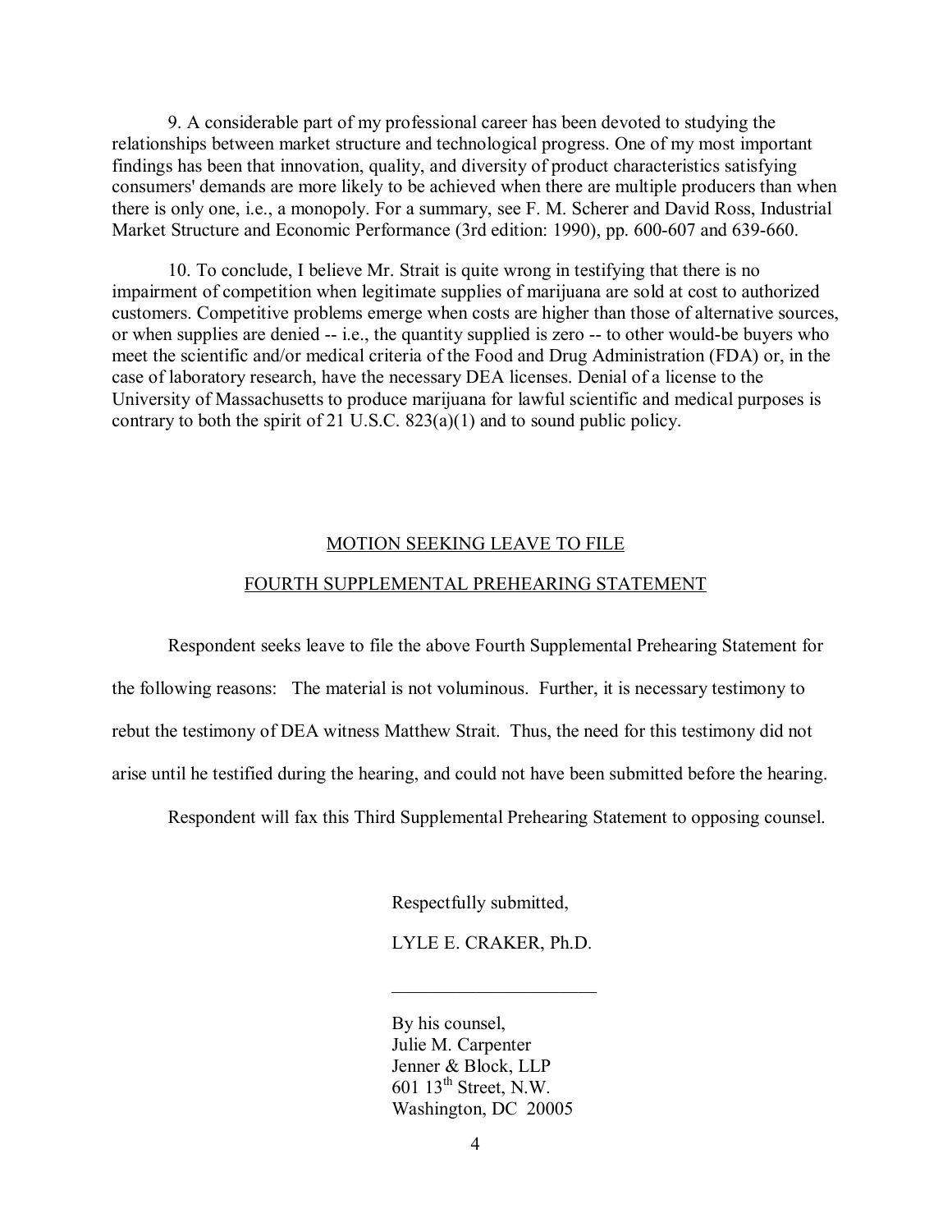9. A considerable part of my professional career has been devoted to studying the relationships between market structure and technological progress. One of my most important findings has been that innovation, quality, and diversity of product characteristics satisfying consumers' demands are more likely to be achieved when there are multiple producers than when there is only one, i.e., a monopoly. For a summary, see F. M. Scherer and David Ross, Industrial Market Structure and Economic Performance (3rd edition: 1990), pp. 600-607 and 639-660.

10. To conclude, I believe Mr. Strait is quite wrong in testifying that there is no impairment of competition when legitimate supplies of marijuana are sold at cost to authorized customers. Competitive problems emerge when costs are higher than those of alternative sources, or when supplies are denied -- i.e., the quantity supplied is zero -- to other would-be buyers who meet the scientific and/or medical criteria of the Food and Drug Administration (FDA) or, in the case of laboratory research, have the necessary DEA licenses. Denial of a license to the University of Massachusetts to produce marijuana for lawful scientific and medical purposes is contrary to both the spirit of 21 U.S.C. 823(a)(1) and to sound public policy.

<u>MOTION SEEKING LEAVE TO FILE</u>

<u>FOURTH SUPPLEMENTAL PREHEARING STATEMENT</u>

Respondent seeks leave to file the above Fourth Supplemental Prehearing Statement for the following reasons: The material is not voluminous. Further, it is necessary testimony to rebut the testimony of DEA witness Matthew Strait. Thus, the need for this testimony did not arise until he testified during the hearing, and could not have been submitted before the hearing.

Respondent will fax this Third Supplemental Prehearing Statement to opposing counsel.

Respectfully submitted,

LYLE E. CRAKER, Ph.D.

______________________

By his counsel,
Julie M. Carpenter
Jenner & Block, LLP
601 13th Street, N.W.
Washington, DC 20005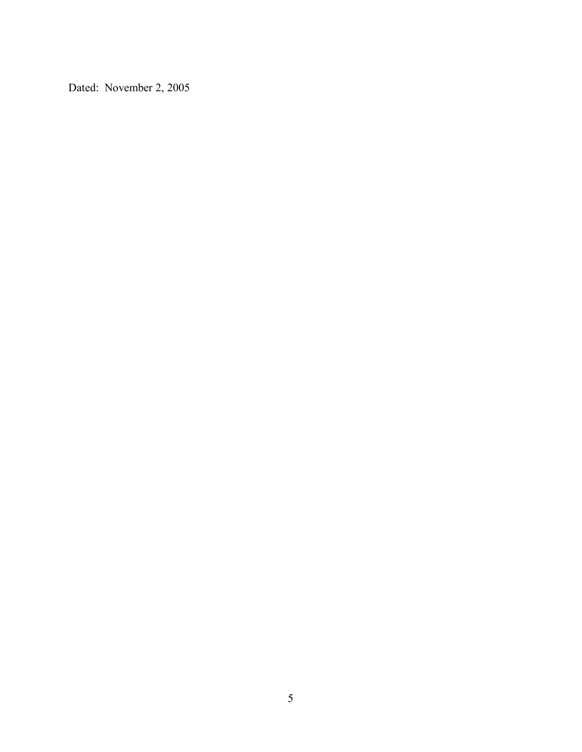Dated: November 2, 2005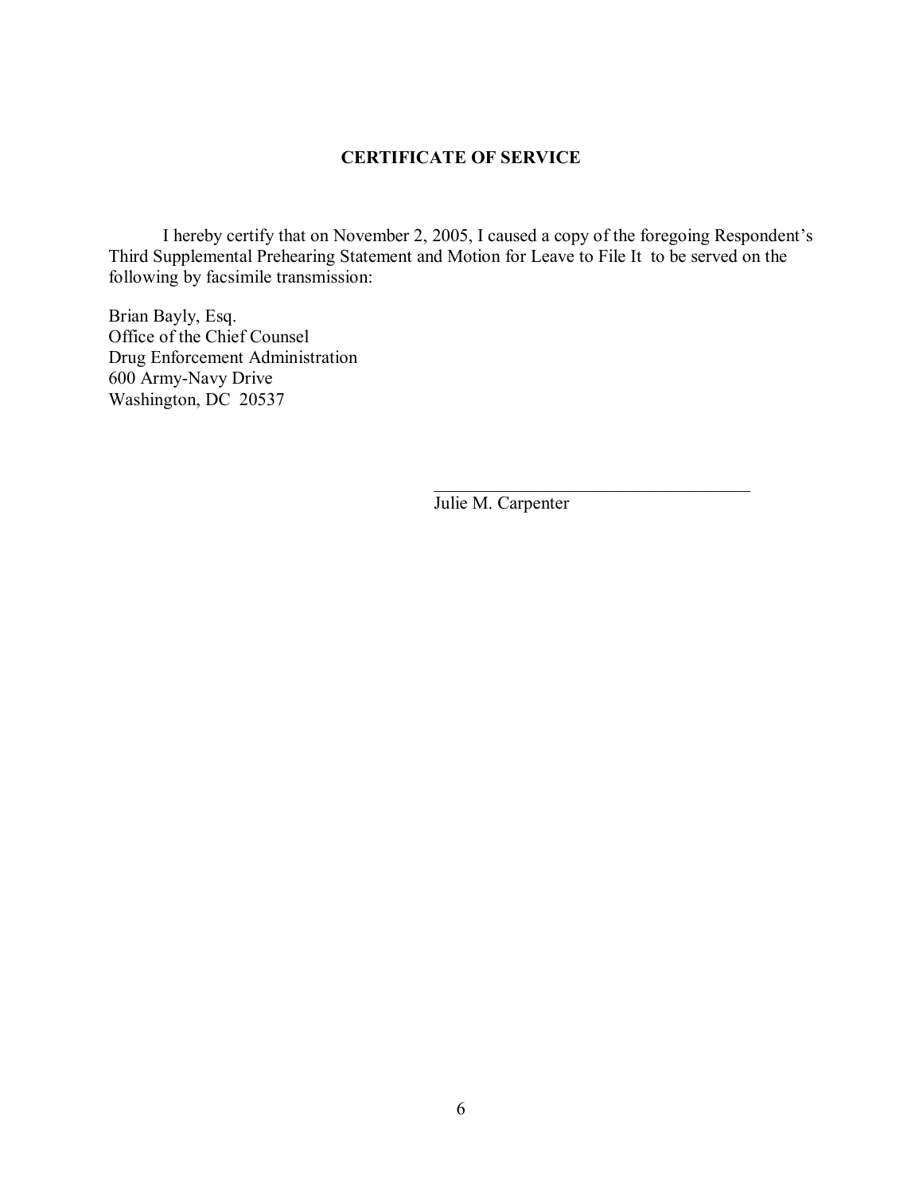**CERTIFICATE OF SERVICE**

I hereby certify that on November 2, 2005, I caused a copy of the foregoing Respondent's Third Supplemental Prehearing Statement and Motion for Leave to File It to be served on the following by facsimile transmission:

Brian Bayly, Esq.
Office of the Chief Counsel
Drug Enforcement Administration
600 Army-Navy Drive
Washington, DC 20537

\_\_\_\_\_\_\_\_\_\_\_\_\_\_\_\_\_\_\_\_\_\_\_\_\_\_\_\_\_\_\_\_\_\_\_\_

Julie M. Carpenter